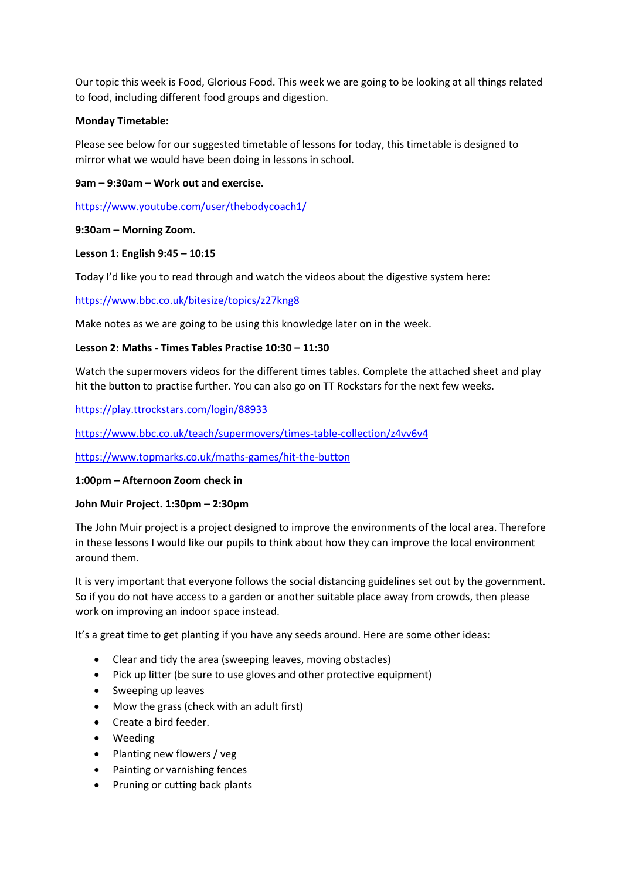Our topic this week is Food, Glorious Food. This week we are going to be looking at all things related to food, including different food groups and digestion.

**Monday Timetable:**

Please see below for our suggested timetable of lessons for today, this timetable is designed to mirror what we would have been doing in lessons in school.

**9am – 9:30am – Work out and exercise.**

https://www.youtube.com/user/thebodycoach1/

**9:30am – Morning Zoom.**

**Lesson 1: English 9:45 – 10:15**

Today I'd like you to read through and watch the videos about the digestive system here:

https://www.bbc.co.uk/bitesize/topics/z27kng8

Make notes as we are going to be using this knowledge later on in the week.

**Lesson 2: Maths - Times Tables Practise 10:30 – 11:30**

Watch the supermovers videos for the different times tables. Complete the attached sheet and play hit the button to practise further. You can also go on TT Rockstars for the next few weeks.

https://play.ttrockstars.com/login/88933

https://www.bbc.co.uk/teach/supermovers/times-table-collection/z4vv6v4

https://www.topmarks.co.uk/maths-games/hit-the-button

**1:00pm – Afternoon Zoom check in**

**John Muir Project. 1:30pm – 2:30pm**

The John Muir project is a project designed to improve the environments of the local area. Therefore in these lessons I would like our pupils to think about how they can improve the local environment around them.

It is very important that everyone follows the social distancing guidelines set out by the government. So if you do not have access to a garden or another suitable place away from crowds, then please work on improving an indoor space instead.

It's a great time to get planting if you have any seeds around. Here are some other ideas:

- Clear and tidy the area (sweeping leaves, moving obstacles)
- Pick up litter (be sure to use gloves and other protective equipment)
- Sweeping up leaves
- Mow the grass (check with an adult first)
- Create a bird feeder.
- Weeding
- Planting new flowers / veg
- Painting or varnishing fences
- Pruning or cutting back plants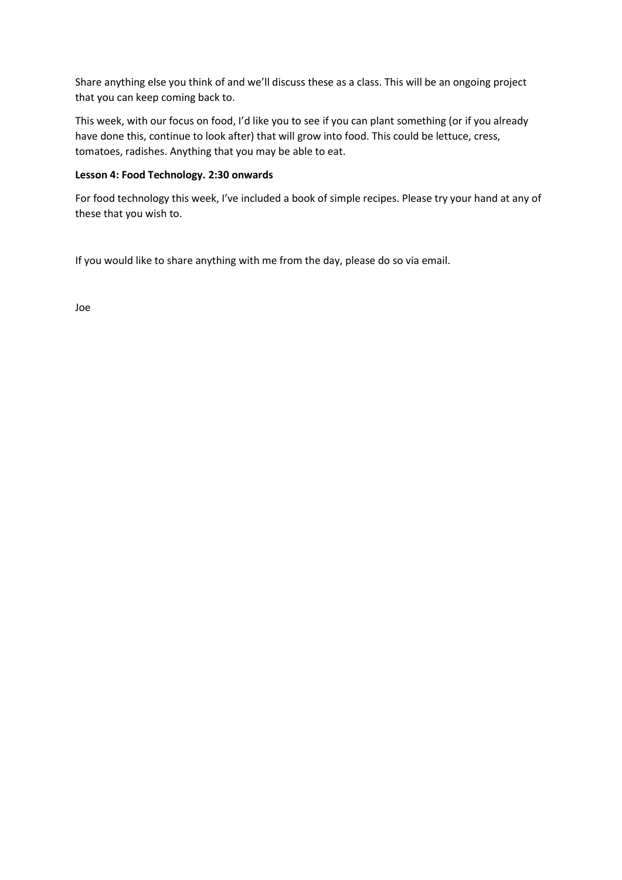Share anything else you think of and we'll discuss these as a class. This will be an ongoing project that you can keep coming back to.

This week, with our focus on food, I'd like you to see if you can plant something (or if you already have done this, continue to look after) that will grow into food. This could be lettuce, cress, tomatoes, radishes. Anything that you may be able to eat.

**Lesson 4: Food Technology. 2:30 onwards**

For food technology this week, I've included a book of simple recipes. Please try your hand at any of these that you wish to.

If you would like to share anything with me from the day, please do so via email.

Joe